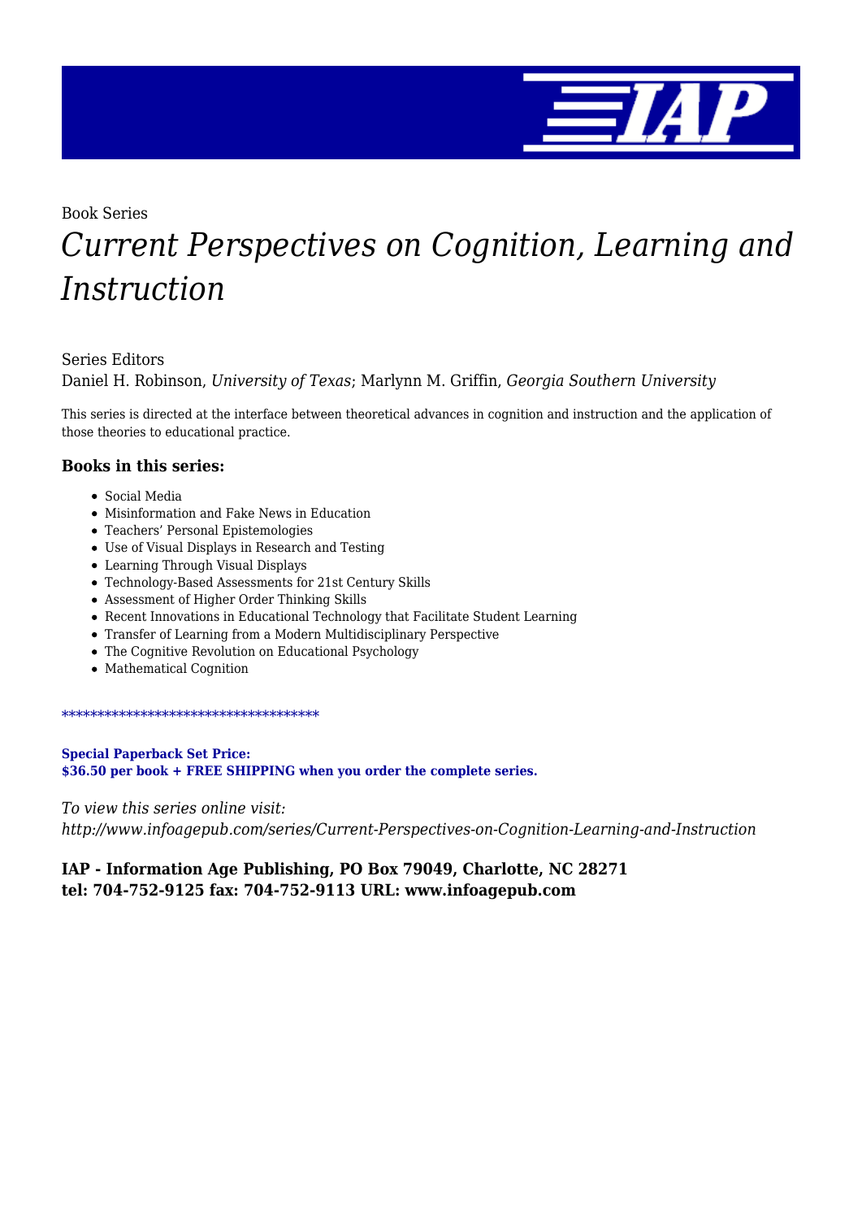Book Series

# *Current Perspectives on Cognition, Learning and Instruction*

Series Editors
Daniel H. Robinson, *University of Texas*; Marlynn M. Griffin, *Georgia Southern University*

This series is directed at the interface between theoretical advances in cognition and instruction and the application of those theories to educational practice.

### Books in this series:

- Social Media
- Misinformation and Fake News in Education
- Teachers' Personal Epistemologies
- Use of Visual Displays in Research and Testing
- Learning Through Visual Displays
- Technology-Based Assessments for 21st Century Skills
- Assessment of Higher Order Thinking Skills
- Recent Innovations in Educational Technology that Facilitate Student Learning
- Transfer of Learning from a Modern Multidisciplinary Perspective
- The Cognitive Revolution on Educational Psychology
- Mathematical Cognition

************************************

**Special Paperback Set Price:**
**$36.50 per book + FREE SHIPPING when you order the complete series.**

*To view this series online visit:*
*http://www.infoagepub.com/series/Current-Perspectives-on-Cognition-Learning-and-Instruction*

**IAP - Information Age Publishing, PO Box 79049, Charlotte, NC 28271**
**tel: 704-752-9125 fax: 704-752-9113 URL: www.infoagepub.com**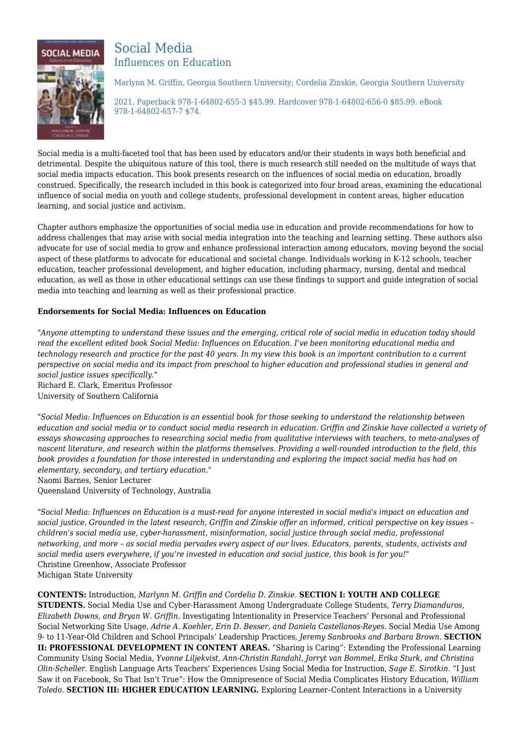# Social Media

## Influences on Education

Marlynn M. Griffin, Georgia Southern University; Cordelia Zinskie, Georgia Southern University

2021. Paperback 978-1-64802-655-3 $45.99. Hardcover 978-1-64802-656-0 $85.99. eBook 978-1-64802-657-7 $74.

Social media is a multi-faceted tool that has been used by educators and/or their students in ways both beneficial and detrimental. Despite the ubiquitous nature of this tool, there is much research still needed on the multitude of ways that social media impacts education. This book presents research on the influences of social media on education, broadly construed. Specifically, the research included in this book is categorized into four broad areas, examining the educational influence of social media on youth and college students, professional development in content areas, higher education learning, and social justice and activism.

Chapter authors emphasize the opportunities of social media use in education and provide recommendations for how to address challenges that may arise with social media integration into the teaching and learning setting. These authors also advocate for use of social media to grow and enhance professional interaction among educators, moving beyond the social aspect of these platforms to advocate for educational and societal change. Individuals working in K-12 schools, teacher education, teacher professional development, and higher education, including pharmacy, nursing, dental and medical education, as well as those in other educational settings can use these findings to support and guide integration of social media into teaching and learning as well as their professional practice.

**Endorsements for Social Media: Influences on Education**

"*Anyone attempting to understand these issues and the emerging, critical role of social media in education today should read the excellent edited book Social Media: Influences on Education. I've been monitoring educational media and technology research and practice for the past 40 years. In my view this book is an important contribution to a current perspective on social media and its impact from preschool to higher education and professional studies in general and social justice issues specifically.*"
Richard E. Clark, Emeritus Professor
University of Southern California

"*Social Media: Influences on Education is an essential book for those seeking to understand the relationship between education and social media or to conduct social media research in education. Griffin and Zinskie have collected a variety of essays showcasing approaches to researching social media from qualitative interviews with teachers, to meta-analyses of nascent literature, and research within the platforms themselves. Providing a well-rounded introduction to the field, this book provides a foundation for those interested in understanding and exploring the impact social media has had on elementary, secondary, and tertiary education.*"
Naomi Barnes, Senior Lecturer
Queensland University of Technology, Australia

"*Social Media: Influences on Education is a must-read for anyone interested in social media's impact on education and social justice. Grounded in the latest research, Griffin and Zinskie offer an informed, critical perspective on key issues – children's social media use, cyber-harassment, misinformation, social justice through social media, professional networking, and more – as social media pervades every aspect of our lives. Educators, parents, students, activists and social media users everywhere, if you're invested in education and social justice, this book is for you!*"
Christine Greenhow, Associate Professor
Michigan State University

**CONTENTS:** Introduction, *Marlynn M. Griffin and Cordelia D. Zinskie.* **SECTION I: YOUTH AND COLLEGE STUDENTS.** Social Media Use and Cyber-Harassment Among Undergraduate College Students, *Terry Diamanduros, Elizabeth Downs, and Bryan W. Griffin.* Investigating Intentionality in Preservice Teachers' Personal and Professional Social Networking Site Usage, *Adrie A. Koehler, Erin D. Besser, and Daniela Castellanos-Reyes.* Social Media Use Among 9- to 11-Year-Old Children and School Principals' Leadership Practices, *Jeremy Sanbrooks and Barbara Brown.* **SECTION II: PROFESSIONAL DEVELOPMENT IN CONTENT AREAS.** "Sharing is Caring": Extending the Professional Learning Community Using Social Media, *Yvonne Liljekvist, Ann-Christin Randahl, Jorryt van Bommel, Erika Sturk, and Christina Olin-Scheller.* English Language Arts Teachers' Experiences Using Social Media for Instruction, *Sage E. Sirotkin.* "I Just Saw it on Facebook, So That Isn't True": How the Omnipresence of Social Media Complicates History Education, *William Toledo.* **SECTION III: HIGHER EDUCATION LEARNING.** Exploring Learner–Content Interactions in a University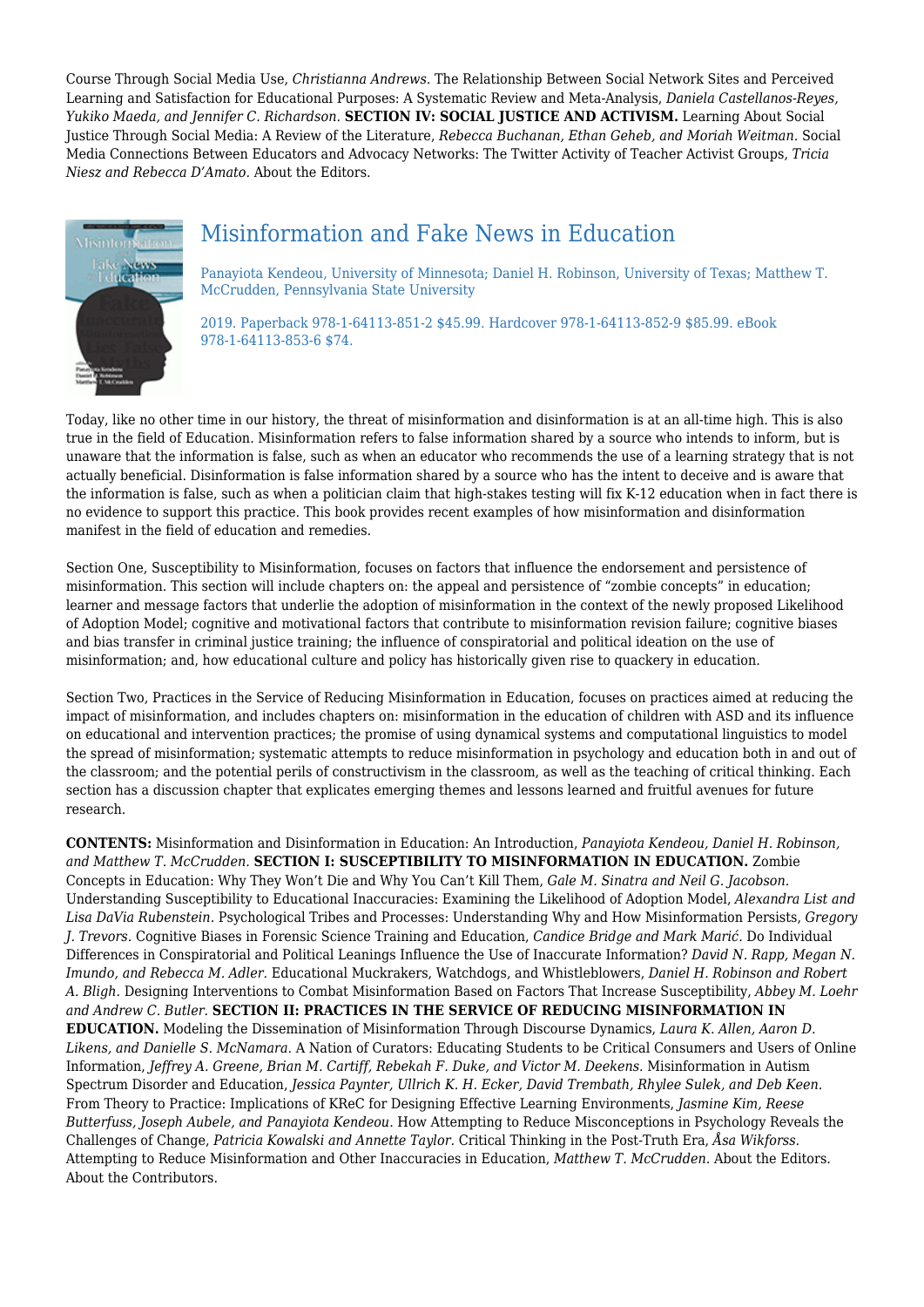Course Through Social Media Use, *Christianna Andrews.* The Relationship Between Social Network Sites and Perceived Learning and Satisfaction for Educational Purposes: A Systematic Review and Meta-Analysis, *Daniela Castellanos-Reyes, Yukiko Maeda, and Jennifer C. Richardson.* **SECTION IV: SOCIAL JUSTICE AND ACTIVISM.** Learning About Social Justice Through Social Media: A Review of the Literature, *Rebecca Buchanan, Ethan Geheb, and Moriah Weitman.* Social Media Connections Between Educators and Advocacy Networks: The Twitter Activity of Teacher Activist Groups, *Tricia Niesz and Rebecca D'Amato.* About the Editors.

## Misinformation and Fake News in Education

Panayiota Kendeou, University of Minnesota; Daniel H. Robinson, University of Texas; Matthew T. McCrudden, Pennsylvania State University

2019. Paperback 978-1-64113-851-2 $45.99. Hardcover 978-1-64113-852-9 $85.99. eBook 978-1-64113-853-6 $74.

Today, like no other time in our history, the threat of misinformation and disinformation is at an all-time high. This is also true in the field of Education. Misinformation refers to false information shared by a source who intends to inform, but is unaware that the information is false, such as when an educator who recommends the use of a learning strategy that is not actually beneficial. Disinformation is false information shared by a source who has the intent to deceive and is aware that the information is false, such as when a politician claim that high-stakes testing will fix K-12 education when in fact there is no evidence to support this practice. This book provides recent examples of how misinformation and disinformation manifest in the field of education and remedies.

Section One, Susceptibility to Misinformation, focuses on factors that influence the endorsement and persistence of misinformation. This section will include chapters on: the appeal and persistence of "zombie concepts" in education; learner and message factors that underlie the adoption of misinformation in the context of the newly proposed Likelihood of Adoption Model; cognitive and motivational factors that contribute to misinformation revision failure; cognitive biases and bias transfer in criminal justice training; the influence of conspiratorial and political ideation on the use of misinformation; and, how educational culture and policy has historically given rise to quackery in education.

Section Two, Practices in the Service of Reducing Misinformation in Education, focuses on practices aimed at reducing the impact of misinformation, and includes chapters on: misinformation in the education of children with ASD and its influence on educational and intervention practices; the promise of using dynamical systems and computational linguistics to model the spread of misinformation; systematic attempts to reduce misinformation in psychology and education both in and out of the classroom; and the potential perils of constructivism in the classroom, as well as the teaching of critical thinking. Each section has a discussion chapter that explicates emerging themes and lessons learned and fruitful avenues for future research.

**CONTENTS:** Misinformation and Disinformation in Education: An Introduction, *Panayiota Kendeou, Daniel H. Robinson, and Matthew T. McCrudden.* **SECTION I: SUSCEPTIBILITY TO MISINFORMATION IN EDUCATION.** Zombie Concepts in Education: Why They Won't Die and Why You Can't Kill Them, *Gale M. Sinatra and Neil G. Jacobson.* Understanding Susceptibility to Educational Inaccuracies: Examining the Likelihood of Adoption Model, *Alexandra List and Lisa DaVia Rubenstein.* Psychological Tribes and Processes: Understanding Why and How Misinformation Persists, *Gregory J. Trevors.* Cognitive Biases in Forensic Science Training and Education, *Candice Bridge and Mark Marić.* Do Individual Differences in Conspiratorial and Political Leanings Influence the Use of Inaccurate Information? *David N. Rapp, Megan N. Imundo, and Rebecca M. Adler.* Educational Muckrakers, Watchdogs, and Whistleblowers, *Daniel H. Robinson and Robert A. Bligh.* Designing Interventions to Combat Misinformation Based on Factors That Increase Susceptibility, *Abbey M. Loehr and Andrew C. Butler.* **SECTION II: PRACTICES IN THE SERVICE OF REDUCING MISINFORMATION IN EDUCATION.** Modeling the Dissemination of Misinformation Through Discourse Dynamics, *Laura K. Allen, Aaron D. Likens, and Danielle S. McNamara.* A Nation of Curators: Educating Students to be Critical Consumers and Users of Online Information, *Jeffrey A. Greene, Brian M. Cartiff, Rebekah F. Duke, and Victor M. Deekens.* Misinformation in Autism Spectrum Disorder and Education, *Jessica Paynter, Ullrich K. H. Ecker, David Trembath, Rhylee Sulek, and Deb Keen.* From Theory to Practice: Implications of KReC for Designing Effective Learning Environments, *Jasmine Kim, Reese Butterfuss, Joseph Aubele, and Panayiota Kendeou.* How Attempting to Reduce Misconceptions in Psychology Reveals the Challenges of Change, *Patricia Kowalski and Annette Taylor.* Critical Thinking in the Post-Truth Era, *Åsa Wikforss.* Attempting to Reduce Misinformation and Other Inaccuracies in Education, *Matthew T. McCrudden.* About the Editors. About the Contributors.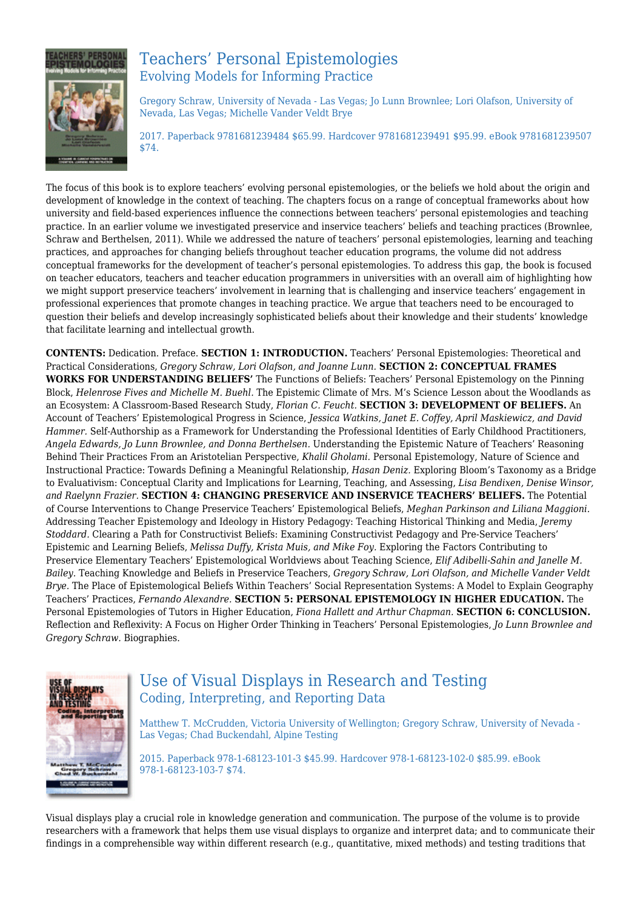## Teachers' Personal Epistemologies
### Evolving Models for Informing Practice

Gregory Schraw, University of Nevada - Las Vegas; Jo Lunn Brownlee; Lori Olafson, University of Nevada, Las Vegas; Michelle Vander Veldt Brye

2017. Paperback 9781681239484 $65.99. Hardcover 9781681239491 $95.99. eBook 9781681239507 $74.

The focus of this book is to explore teachers' evolving personal epistemologies, or the beliefs we hold about the origin and development of knowledge in the context of teaching. The chapters focus on a range of conceptual frameworks about how university and field-based experiences influence the connections between teachers' personal epistemologies and teaching practice. In an earlier volume we investigated preservice and inservice teachers' beliefs and teaching practices (Brownlee, Schraw and Berthelsen, 2011). While we addressed the nature of teachers' personal epistemologies, learning and teaching practices, and approaches for changing beliefs throughout teacher education programs, the volume did not address conceptual frameworks for the development of teacher's personal epistemologies. To address this gap, the book is focused on teacher educators, teachers and teacher education programmers in universities with an overall aim of highlighting how we might support preservice teachers' involvement in learning that is challenging and inservice teachers' engagement in professional experiences that promote changes in teaching practice. We argue that teachers need to be encouraged to question their beliefs and develop increasingly sophisticated beliefs about their knowledge and their students' knowledge that facilitate learning and intellectual growth.

**CONTENTS:** Dedication. Preface. **SECTION 1: INTRODUCTION.** Teachers' Personal Epistemologies: Theoretical and Practical Considerations, *Gregory Schraw, Lori Olafson, and Joanne Lunn.* **SECTION 2: CONCEPTUAL FRAMES WORKS FOR UNDERSTANDING BELIEFS'** The Functions of Beliefs: Teachers' Personal Epistemology on the Pinning Block, *Helenrose Fives and Michelle M. Buehl.* The Epistemic Climate of Mrs. M's Science Lesson about the Woodlands as an Ecosystem: A Classroom-Based Research Study, *Florian C. Feucht.* **SECTION 3: DEVELOPMENT OF BELIEFS.** An Account of Teachers' Epistemological Progress in Science, *Jessica Watkins, Janet E. Coffey, April Maskiewicz, and David Hammer.* Self-Authorship as a Framework for Understanding the Professional Identities of Early Childhood Practitioners, *Angela Edwards, Jo Lunn Brownlee, and Donna Berthelsen.* Understanding the Epistemic Nature of Teachers' Reasoning Behind Their Practices From an Aristotelian Perspective, *Khalil Gholami.* Personal Epistemology, Nature of Science and Instructional Practice: Towards Defining a Meaningful Relationship, *Hasan Deniz.* Exploring Bloom's Taxonomy as a Bridge to Evaluativism: Conceptual Clarity and Implications for Learning, Teaching, and Assessing, *Lisa Bendixen, Denise Winsor, and Raelynn Frazier.* **SECTION 4: CHANGING PRESERVICE AND INSERVICE TEACHERS' BELIEFS.** The Potential of Course Interventions to Change Preservice Teachers' Epistemological Beliefs, *Meghan Parkinson and Liliana Maggioni.* Addressing Teacher Epistemology and Ideology in History Pedagogy: Teaching Historical Thinking and Media, *Jeremy Stoddard.* Clearing a Path for Constructivist Beliefs: Examining Constructivist Pedagogy and Pre-Service Teachers' Epistemic and Learning Beliefs, *Melissa Duffy, Krista Muis, and Mike Foy.* Exploring the Factors Contributing to Preservice Elementary Teachers' Epistemological Worldviews about Teaching Science, *Elif Adibelli-Sahin and Janelle M. Bailey.* Teaching Knowledge and Beliefs in Preservice Teachers, *Gregory Schraw, Lori Olafson, and Michelle Vander Veldt Brye.* The Place of Epistemological Beliefs Within Teachers' Social Representation Systems: A Model to Explain Geography Teachers' Practices, *Fernando Alexandre.* **SECTION 5: PERSONAL EPISTEMOLOGY IN HIGHER EDUCATION.** The Personal Epistemologies of Tutors in Higher Education, *Fiona Hallett and Arthur Chapman.* **SECTION 6: CONCLUSION.** Reflection and Reflexivity: A Focus on Higher Order Thinking in Teachers' Personal Epistemologies, *Jo Lunn Brownlee and Gregory Schraw.* Biographies.

## Use of Visual Displays in Research and Testing
### Coding, Interpreting, and Reporting Data

Matthew T. McCrudden, Victoria University of Wellington; Gregory Schraw, University of Nevada - Las Vegas; Chad Buckendahl, Alpine Testing

2015. Paperback 978-1-68123-101-3 $45.99. Hardcover 978-1-68123-102-0 $85.99. eBook 978-1-68123-103-7 $74.

Visual displays play a crucial role in knowledge generation and communication. The purpose of the volume is to provide researchers with a framework that helps them use visual displays to organize and interpret data; and to communicate their findings in a comprehensible way within different research (e.g., quantitative, mixed methods) and testing traditions that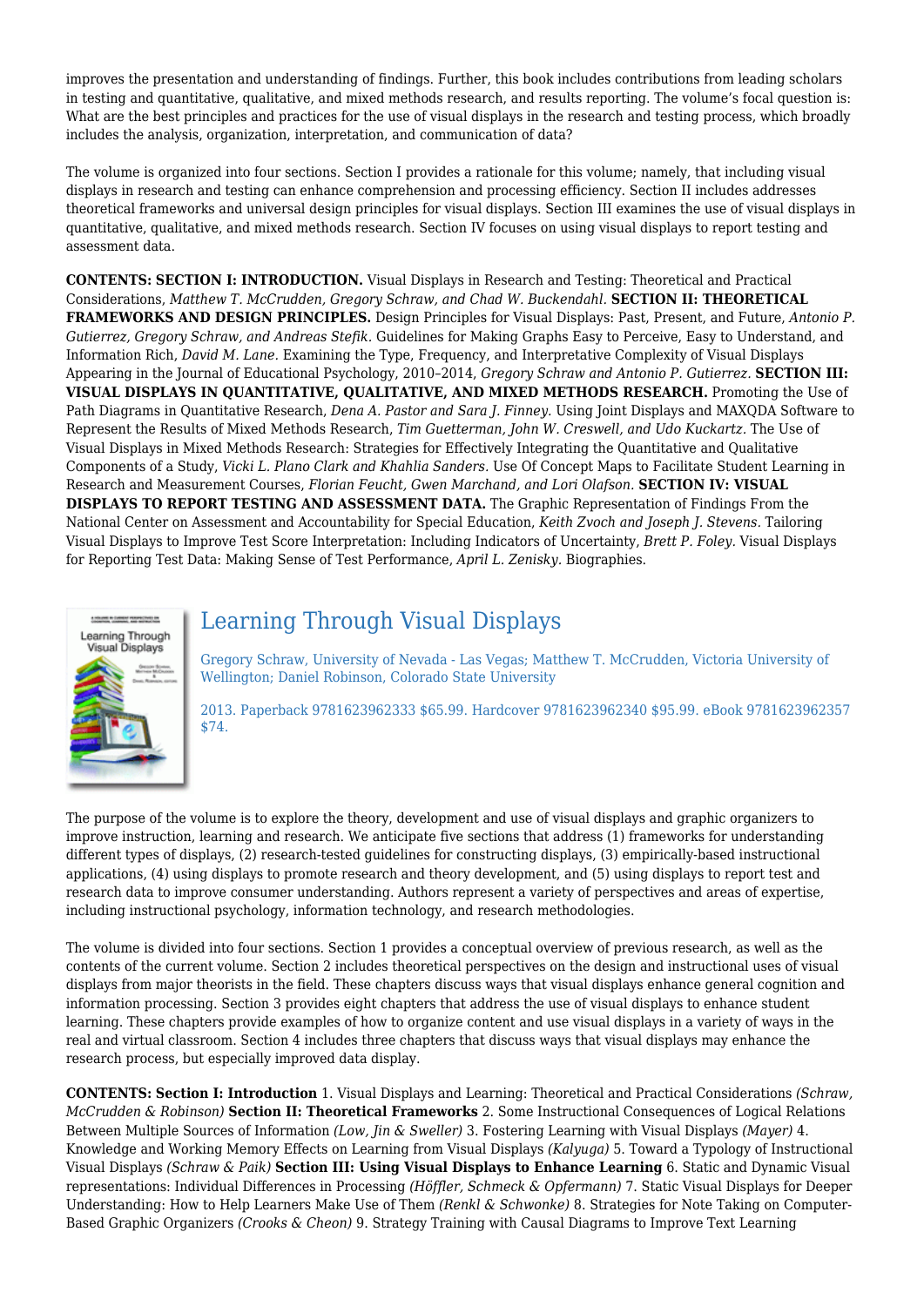improves the presentation and understanding of findings. Further, this book includes contributions from leading scholars in testing and quantitative, qualitative, and mixed methods research, and results reporting. The volume's focal question is: What are the best principles and practices for the use of visual displays in the research and testing process, which broadly includes the analysis, organization, interpretation, and communication of data?

The volume is organized into four sections. Section I provides a rationale for this volume; namely, that including visual displays in research and testing can enhance comprehension and processing efficiency. Section II includes addresses theoretical frameworks and universal design principles for visual displays. Section III examines the use of visual displays in quantitative, qualitative, and mixed methods research. Section IV focuses on using visual displays to report testing and assessment data.

**CONTENTS: SECTION I: INTRODUCTION.** Visual Displays in Research and Testing: Theoretical and Practical Considerations, *Matthew T. McCrudden, Gregory Schraw, and Chad W. Buckendahl.* **SECTION II: THEORETICAL FRAMEWORKS AND DESIGN PRINCIPLES.** Design Principles for Visual Displays: Past, Present, and Future, *Antonio P. Gutierrez, Gregory Schraw, and Andreas Stefik.* Guidelines for Making Graphs Easy to Perceive, Easy to Understand, and Information Rich, *David M. Lane.* Examining the Type, Frequency, and Interpretative Complexity of Visual Displays Appearing in the Journal of Educational Psychology, 2010–2014, *Gregory Schraw and Antonio P. Gutierrez.* **SECTION III: VISUAL DISPLAYS IN QUANTITATIVE, QUALITATIVE, AND MIXED METHODS RESEARCH.** Promoting the Use of Path Diagrams in Quantitative Research, *Dena A. Pastor and Sara J. Finney.* Using Joint Displays and MAXQDA Software to Represent the Results of Mixed Methods Research, *Tim Guetterman, John W. Creswell, and Udo Kuckartz.* The Use of Visual Displays in Mixed Methods Research: Strategies for Effectively Integrating the Quantitative and Qualitative Components of a Study, *Vicki L. Plano Clark and Khahlia Sanders.* Use Of Concept Maps to Facilitate Student Learning in Research and Measurement Courses, *Florian Feucht, Gwen Marchand, and Lori Olafson.* **SECTION IV: VISUAL DISPLAYS TO REPORT TESTING AND ASSESSMENT DATA.** The Graphic Representation of Findings From the National Center on Assessment and Accountability for Special Education, *Keith Zvoch and Joseph J. Stevens.* Tailoring Visual Displays to Improve Test Score Interpretation: Including Indicators of Uncertainty, *Brett P. Foley.* Visual Displays for Reporting Test Data: Making Sense of Test Performance, *April L. Zenisky.* Biographies.

## Learning Through Visual Displays

Gregory Schraw, University of Nevada - Las Vegas; Matthew T. McCrudden, Victoria University of Wellington; Daniel Robinson, Colorado State University

2013. Paperback 9781623962333 $65.99. Hardcover 9781623962340 $95.99. eBook 9781623962357 $74.

The purpose of the volume is to explore the theory, development and use of visual displays and graphic organizers to improve instruction, learning and research. We anticipate five sections that address (1) frameworks for understanding different types of displays, (2) research-tested guidelines for constructing displays, (3) empirically-based instructional applications, (4) using displays to promote research and theory development, and (5) using displays to report test and research data to improve consumer understanding. Authors represent a variety of perspectives and areas of expertise, including instructional psychology, information technology, and research methodologies.

The volume is divided into four sections. Section 1 provides a conceptual overview of previous research, as well as the contents of the current volume. Section 2 includes theoretical perspectives on the design and instructional uses of visual displays from major theorists in the field. These chapters discuss ways that visual displays enhance general cognition and information processing. Section 3 provides eight chapters that address the use of visual displays to enhance student learning. These chapters provide examples of how to organize content and use visual displays in a variety of ways in the real and virtual classroom. Section 4 includes three chapters that discuss ways that visual displays may enhance the research process, but especially improved data display.

**CONTENTS: Section I: Introduction** 1. Visual Displays and Learning: Theoretical and Practical Considerations *(Schraw, McCrudden & Robinson)* **Section II: Theoretical Frameworks** 2. Some Instructional Consequences of Logical Relations Between Multiple Sources of Information *(Low, Jin & Sweller)* 3. Fostering Learning with Visual Displays *(Mayer)* 4. Knowledge and Working Memory Effects on Learning from Visual Displays *(Kalyuga)* 5. Toward a Typology of Instructional Visual Displays *(Schraw & Paik)* **Section III: Using Visual Displays to Enhance Learning** 6. Static and Dynamic Visual representations: Individual Differences in Processing *(Höffler, Schmeck & Opfermann)* 7. Static Visual Displays for Deeper Understanding: How to Help Learners Make Use of Them *(Renkl & Schwonke)* 8. Strategies for Note Taking on Computer-Based Graphic Organizers *(Crooks & Cheon)* 9. Strategy Training with Causal Diagrams to Improve Text Learning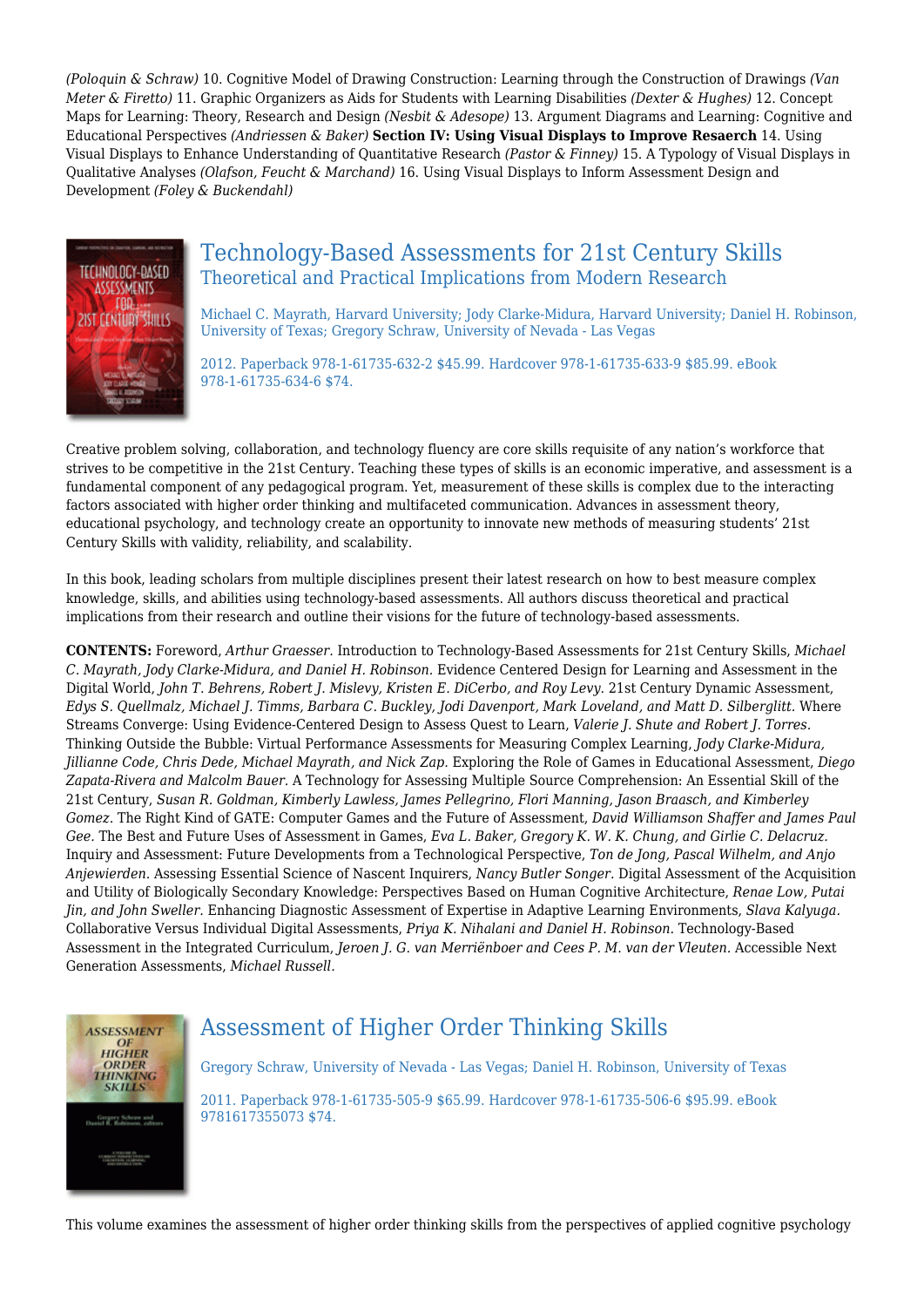*(Poloquin & Schraw)* 10. Cognitive Model of Drawing Construction: Learning through the Construction of Drawings *(Van Meter & Firetto)* 11. Graphic Organizers as Aids for Students with Learning Disabilities *(Dexter & Hughes)* 12. Concept Maps for Learning: Theory, Research and Design *(Nesbit & Adesope)* 13. Argument Diagrams and Learning: Cognitive and Educational Perspectives *(Andriessen & Baker)* **Section IV: Using Visual Displays to Improve Resaerch** 14. Using Visual Displays to Enhance Understanding of Quantitative Research *(Pastor & Finney)* 15. A Typology of Visual Displays in Qualitative Analyses *(Olafson, Feucht & Marchand)* 16. Using Visual Displays to Inform Assessment Design and Development *(Foley & Buckendahl)*

## Technology-Based Assessments for 21st Century Skills

### Theoretical and Practical Implications from Modern Research

Michael C. Mayrath, Harvard University; Jody Clarke-Midura, Harvard University; Daniel H. Robinson, University of Texas; Gregory Schraw, University of Nevada - Las Vegas

2012. Paperback 978-1-61735-632-2 $45.99. Hardcover 978-1-61735-633-9 $85.99. eBook 978-1-61735-634-6 $74.

Creative problem solving, collaboration, and technology fluency are core skills requisite of any nation's workforce that strives to be competitive in the 21st Century. Teaching these types of skills is an economic imperative, and assessment is a fundamental component of any pedagogical program. Yet, measurement of these skills is complex due to the interacting factors associated with higher order thinking and multifaceted communication. Advances in assessment theory, educational psychology, and technology create an opportunity to innovate new methods of measuring students' 21st Century Skills with validity, reliability, and scalability.

In this book, leading scholars from multiple disciplines present their latest research on how to best measure complex knowledge, skills, and abilities using technology-based assessments. All authors discuss theoretical and practical implications from their research and outline their visions for the future of technology-based assessments.

**CONTENTS:** Foreword, *Arthur Graesser.* Introduction to Technology-Based Assessments for 21st Century Skills, *Michael C. Mayrath, Jody Clarke-Midura, and Daniel H. Robinson.* Evidence Centered Design for Learning and Assessment in the Digital World, *John T. Behrens, Robert J. Mislevy, Kristen E. DiCerbo, and Roy Levy.* 21st Century Dynamic Assessment, *Edys S. Quellmalz, Michael J. Timms, Barbara C. Buckley, Jodi Davenport, Mark Loveland, and Matt D. Silberglitt.* Where Streams Converge: Using Evidence-Centered Design to Assess Quest to Learn, *Valerie J. Shute and Robert J. Torres.* Thinking Outside the Bubble: Virtual Performance Assessments for Measuring Complex Learning, *Jody Clarke-Midura, Jillianne Code, Chris Dede, Michael Mayrath, and Nick Zap.* Exploring the Role of Games in Educational Assessment, *Diego Zapata-Rivera and Malcolm Bauer.* A Technology for Assessing Multiple Source Comprehension: An Essential Skill of the 21st Century, *Susan R. Goldman, Kimberly Lawless, James Pellegrino, Flori Manning, Jason Braasch, and Kimberley Gomez.* The Right Kind of GATE: Computer Games and the Future of Assessment, *David Williamson Shaffer and James Paul Gee.* The Best and Future Uses of Assessment in Games, *Eva L. Baker, Gregory K. W. K. Chung, and Girlie C. Delacruz.* Inquiry and Assessment: Future Developments from a Technological Perspective, *Ton de Jong, Pascal Wilhelm, and Anjo Anjewierden.* Assessing Essential Science of Nascent Inquirers, *Nancy Butler Songer.* Digital Assessment of the Acquisition and Utility of Biologically Secondary Knowledge: Perspectives Based on Human Cognitive Architecture, *Renae Low, Putai Jin, and John Sweller.* Enhancing Diagnostic Assessment of Expertise in Adaptive Learning Environments, *Slava Kalyuga.* Collaborative Versus Individual Digital Assessments, *Priya K. Nihalani and Daniel H. Robinson.* Technology-Based Assessment in the Integrated Curriculum, *Jeroen J. G. van Merriënboer and Cees P. M. van der Vleuten.* Accessible Next Generation Assessments, *Michael Russell.*

## Assessment of Higher Order Thinking Skills

Gregory Schraw, University of Nevada - Las Vegas; Daniel H. Robinson, University of Texas

2011. Paperback 978-1-61735-505-9 $65.99. Hardcover 978-1-61735-506-6 $95.99. eBook 9781617355073 $74.

This volume examines the assessment of higher order thinking skills from the perspectives of applied cognitive psychology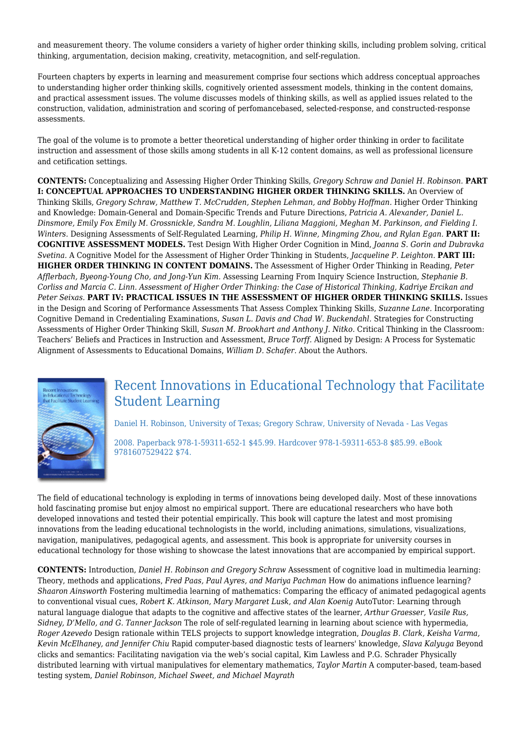and measurement theory. The volume considers a variety of higher order thinking skills, including problem solving, critical thinking, argumentation, decision making, creativity, metacognition, and self-regulation.

Fourteen chapters by experts in learning and measurement comprise four sections which address conceptual approaches to understanding higher order thinking skills, cognitively oriented assessment models, thinking in the content domains, and practical assessment issues. The volume discusses models of thinking skills, as well as applied issues related to the construction, validation, administration and scoring of perfomancebased, selected-response, and constructed-response assessments.

The goal of the volume is to promote a better theoretical understanding of higher order thinking in order to facilitate instruction and assessment of those skills among students in all K-12 content domains, as well as professional licensure and cetification settings.

**CONTENTS:** Conceptualizing and Assessing Higher Order Thinking Skills, *Gregory Schraw and Daniel H. Robinson.* **PART I: CONCEPTUAL APPROACHES TO UNDERSTANDING HIGHER ORDER THINKING SKILLS.** An Overview of Thinking Skills, *Gregory Schraw, Matthew T. McCrudden, Stephen Lehman, and Bobby Hoffman.* Higher Order Thinking and Knowledge: Domain-General and Domain-Specific Trends and Future Directions, *Patricia A. Alexander, Daniel L. Dinsmore, Emily Fox Emily M. Grossnickle, Sandra M. Loughlin, Liliana Maggioni, Meghan M. Parkinson, and Fielding I. Winters.* Designing Assessments of Self-Regulated Learning, *Philip H. Winne, Mingming Zhou, and Rylan Egan.* **PART II: COGNITIVE ASSESSMENT MODELS.** Test Design With Higher Order Cognition in Mind, *Joanna S. Gorin and Dubravka Svetina.* A Cognitive Model for the Assessment of Higher Order Thinking in Students, *Jacqueline P. Leighton.* **PART III: HIGHER ORDER THINKING IN CONTENT DOMAINS.** The Assessment of Higher Order Thinking in Reading, *Peter Afflerbach, Byeong-Young Cho, and Jong-Yun Kim.* Assessing Learning From Inquiry Science Instruction, *Stephanie B. Corliss and Marcia C. Linn. Assessment of Higher Order Thinking: the Case of Historical Thinking, Kadriye Ercikan and Peter Seixas.* **PART IV: PRACTICAL ISSUES IN THE ASSESSMENT OF HIGHER ORDER THINKING SKILLS.** Issues in the Design and Scoring of Performance Assessments That Assess Complex Thinking Skills, *Suzanne Lane.* Incorporating Cognitive Demand in Credentialing Examinations, *Susan L. Davis and Chad W. Buckendahl.* Strategies for Constructing Assessments of Higher Order Thinking Skill, *Susan M. Brookhart and Anthony J. Nitko.* Critical Thinking in the Classroom: Teachers' Beliefs and Practices in Instruction and Assessment, *Bruce Torff.* Aligned by Design: A Process for Systematic Alignment of Assessments to Educational Domains, *William D. Schafer.* About the Authors.

## Recent Innovations in Educational Technology that Facilitate Student Learning

Daniel H. Robinson, University of Texas; Gregory Schraw, University of Nevada - Las Vegas

2008. Paperback 978-1-59311-652-1 $45.99. Hardcover 978-1-59311-653-8 $85.99. eBook 9781607529422 $74.

The field of educational technology is exploding in terms of innovations being developed daily. Most of these innovations hold fascinating promise but enjoy almost no empirical support. There are educational researchers who have both developed innovations and tested their potential empirically. This book will capture the latest and most promising innovations from the leading educational technologists in the world, including animations, simulations, visualizations, navigation, manipulatives, pedagogical agents, and assessment. This book is appropriate for university courses in educational technology for those wishing to showcase the latest innovations that are accompanied by empirical support.

**CONTENTS:** Introduction, *Daniel H. Robinson and Gregory Schraw* Assessment of cognitive load in multimedia learning: Theory, methods and applications, *Fred Paas, Paul Ayres, and Mariya Pachman* How do animations influence learning? *Shaaron Ainsworth* Fostering multimedia learning of mathematics: Comparing the efficacy of animated pedagogical agents to conventional visual cues, *Robert K. Atkinson, Mary Margaret Lusk, and Alan Koenig* AutoTutor: Learning through natural language dialogue that adapts to the cognitive and affective states of the learner, *Arthur Graesser, Vasile Rus, Sidney, D'Mello, and G. Tanner Jackson* The role of self-regulated learning in learning about science with hypermedia, *Roger Azevedo* Design rationale within TELS projects to support knowledge integration, *Douglas B. Clark, Keisha Varma, Kevin McElhaney, and Jennifer Chiu* Rapid computer-based diagnostic tests of learners' knowledge, *Slava Kalyuga* Beyond clicks and semantics: Facilitating navigation via the web's social capital, Kim Lawless and P.G. Schrader Physically distributed learning with virtual manipulatives for elementary mathematics, *Taylor Martin* A computer-based, team-based testing system, *Daniel Robinson, Michael Sweet, and Michael Mayrath*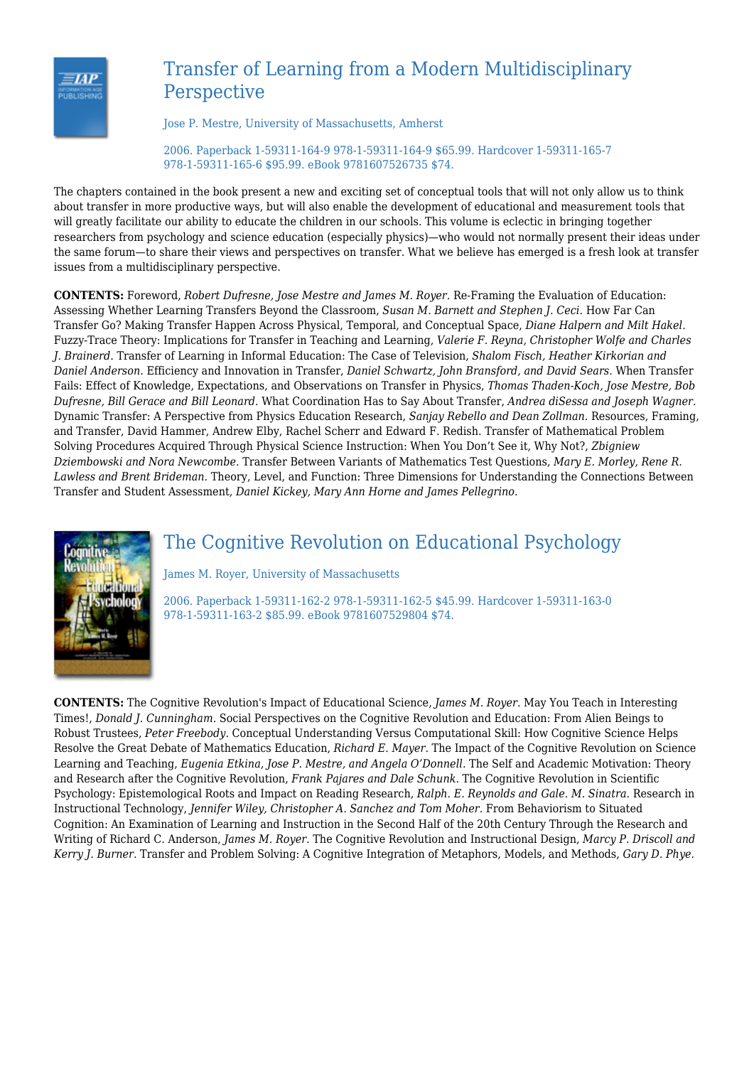## Transfer of Learning from a Modern Multidisciplinary Perspective

Jose P. Mestre, University of Massachusetts, Amherst

2006. Paperback 1-59311-164-9 978-1-59311-164-9 $65.99. Hardcover 1-59311-165-7 978-1-59311-165-6 $95.99. eBook 9781607526735 $74.

The chapters contained in the book present a new and exciting set of conceptual tools that will not only allow us to think about transfer in more productive ways, but will also enable the development of educational and measurement tools that will greatly facilitate our ability to educate the children in our schools. This volume is eclectic in bringing together researchers from psychology and science education (especially physics)—who would not normally present their ideas under the same forum—to share their views and perspectives on transfer. What we believe has emerged is a fresh look at transfer issues from a multidisciplinary perspective.

**CONTENTS:** Foreword, *Robert Dufresne, Jose Mestre and James M. Royer*. Re-Framing the Evaluation of Education: Assessing Whether Learning Transfers Beyond the Classroom, *Susan M. Barnett and Stephen J. Ceci*. How Far Can Transfer Go? Making Transfer Happen Across Physical, Temporal, and Conceptual Space, *Diane Halpern and Milt Hakel*. Fuzzy-Trace Theory: Implications for Transfer in Teaching and Learning, *Valerie F. Reyna, Christopher Wolfe and Charles J. Brainerd*. Transfer of Learning in Informal Education: The Case of Television, *Shalom Fisch, Heather Kirkorian and Daniel Anderson*. Efficiency and Innovation in Transfer, *Daniel Schwartz, John Bransford, and David Sears*. When Transfer Fails: Effect of Knowledge, Expectations, and Observations on Transfer in Physics, *Thomas Thaden-Koch, Jose Mestre, Bob Dufresne, Bill Gerace and Bill Leonard*. What Coordination Has to Say About Transfer, *Andrea diSessa and Joseph Wagner*. Dynamic Transfer: A Perspective from Physics Education Research, *Sanjay Rebello and Dean Zollman*. Resources, Framing, and Transfer, David Hammer, Andrew Elby, Rachel Scherr and Edward F. Redish. Transfer of Mathematical Problem Solving Procedures Acquired Through Physical Science Instruction: When You Don't See it, Why Not?, *Zbigniew Dziembowski and Nora Newcombe*. Transfer Between Variants of Mathematics Test Questions, *Mary E. Morley, Rene R. Lawless and Brent Brideman*. Theory, Level, and Function: Three Dimensions for Understanding the Connections Between Transfer and Student Assessment, *Daniel Kickey, Mary Ann Horne and James Pellegrino*.

## The Cognitive Revolution on Educational Psychology

James M. Royer, University of Massachusetts

2006. Paperback 1-59311-162-2 978-1-59311-162-5 $45.99. Hardcover 1-59311-163-0 978-1-59311-163-2 $85.99. eBook 9781607529804 $74.

**CONTENTS:** The Cognitive Revolution's Impact of Educational Science, *James M. Royer*. May You Teach in Interesting Times!, *Donald J. Cunningham*. Social Perspectives on the Cognitive Revolution and Education: From Alien Beings to Robust Trustees, *Peter Freebody*. Conceptual Understanding Versus Computational Skill: How Cognitive Science Helps Resolve the Great Debate of Mathematics Education, *Richard E. Mayer*. The Impact of the Cognitive Revolution on Science Learning and Teaching, *Eugenia Etkina, Jose P. Mestre, and Angela O'Donnell*. The Self and Academic Motivation: Theory and Research after the Cognitive Revolution, *Frank Pajares and Dale Schunk*. The Cognitive Revolution in Scientific Psychology: Epistemological Roots and Impact on Reading Research, *Ralph. E. Reynolds and Gale. M. Sinatra*. Research in Instructional Technology, *Jennifer Wiley, Christopher A. Sanchez and Tom Moher*. From Behaviorism to Situated Cognition: An Examination of Learning and Instruction in the Second Half of the 20th Century Through the Research and Writing of Richard C. Anderson, *James M. Royer*. The Cognitive Revolution and Instructional Design, *Marcy P. Driscoll and Kerry J. Burner*. Transfer and Problem Solving: A Cognitive Integration of Metaphors, Models, and Methods, *Gary D. Phye*.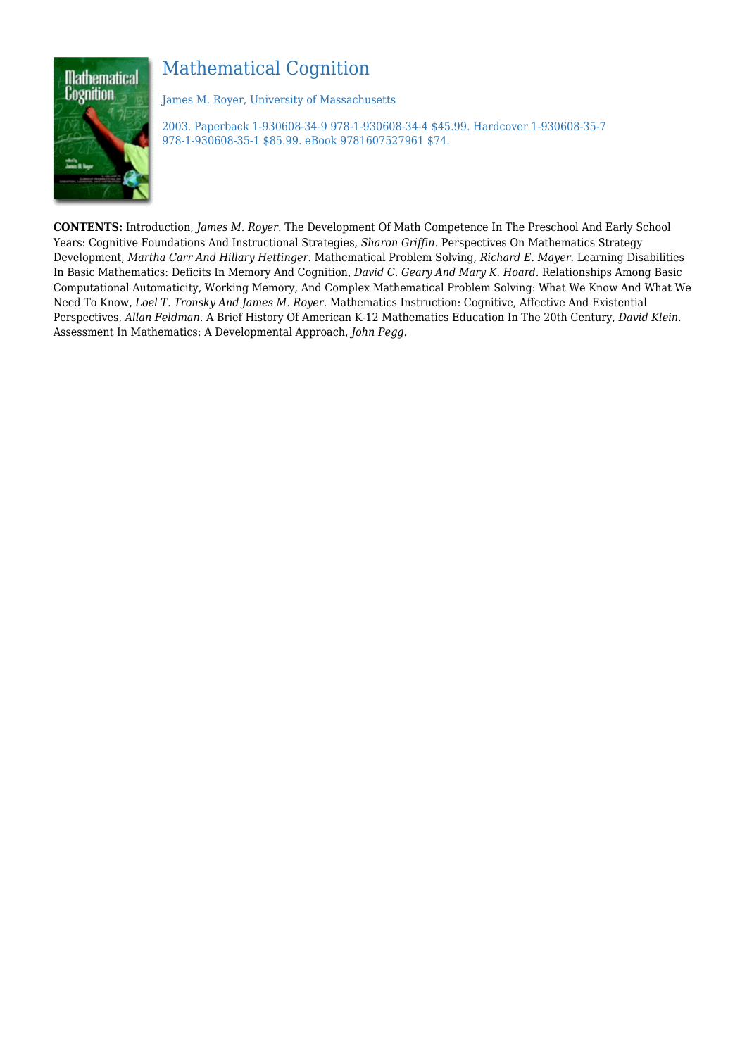# Mathematical Cognition

James M. Royer, University of Massachusetts

2003. Paperback 1-930608-34-9 978-1-930608-34-4 $45.99. Hardcover 1-930608-35-7 978-1-930608-35-1 $85.99. eBook 9781607527961 $74.

**CONTENTS:** Introduction, *James M. Royer.* The Development Of Math Competence In The Preschool And Early School Years: Cognitive Foundations And Instructional Strategies, *Sharon Griffin.* Perspectives On Mathematics Strategy Development, *Martha Carr And Hillary Hettinger.* Mathematical Problem Solving, *Richard E. Mayer.* Learning Disabilities In Basic Mathematics: Deficits In Memory And Cognition, *David C. Geary And Mary K. Hoard.* Relationships Among Basic Computational Automaticity, Working Memory, And Complex Mathematical Problem Solving: What We Know And What We Need To Know, *Loel T. Tronsky And James M. Royer.* Mathematics Instruction: Cognitive, Affective And Existential Perspectives, *Allan Feldman.* A Brief History Of American K-12 Mathematics Education In The 20th Century, *David Klein.* Assessment In Mathematics: A Developmental Approach, *John Pegg.*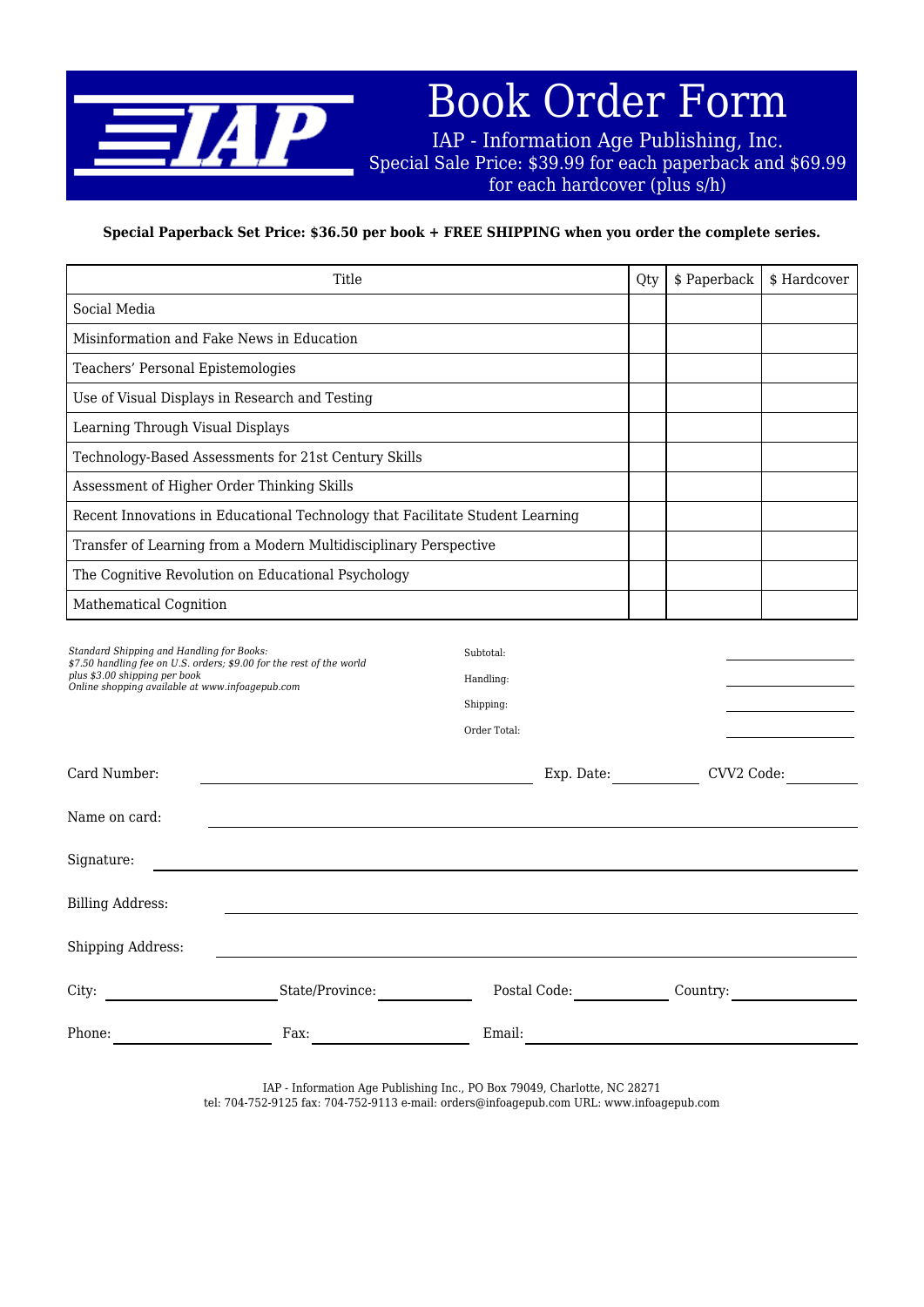# Book Order Form

IAP - Information Age Publishing, Inc.

Special Sale Price: $39.99 for each paperback and $69.99 for each hardcover (plus s/h)

**Special Paperback Set Price: $36.50 per book + FREE SHIPPING when you order the complete series.**

| Title | Qty | $ Paperback | $ Hardcover |
|---|---|---|---|
| Social Media | | | |
| Misinformation and Fake News in Education | | | |
| Teachers' Personal Epistemologies | | | |
| Use of Visual Displays in Research and Testing | | | |
| Learning Through Visual Displays | | | |
| Technology-Based Assessments for 21st Century Skills | | | |
| Assessment of Higher Order Thinking Skills | | | |
| Recent Innovations in Educational Technology that Facilitate Student Learning | | | |
| Transfer of Learning from a Modern Multidisciplinary Perspective | | | |
| The Cognitive Revolution on Educational Psychology | | | |
| Mathematical Cognition | | | |

*Standard Shipping and Handling for Books:*
*$7.50 handling fee on U.S. orders; $9.00 for the rest of the world plus $3.00 shipping per book*
*Online shopping available at www.infoagepub.com*

Subtotal: ____________

Handling: ____________

Shipping: ____________

Order Total: ____________

Card Number: ____________ Exp. Date: ____________ CVV2 Code: ____________

Name on card: ____________

Signature: ____________

Billing Address: ____________

Shipping Address: ____________

City: ____________ State/Province: ____________ Postal Code: ____________ Country: ____________

Phone: ____________ Fax: ____________ Email: ____________

IAP - Information Age Publishing Inc., PO Box 79049, Charlotte, NC 28271
tel: 704-752-9125 fax: 704-752-9113 e-mail: orders@infoagepub.com URL: www.infoagepub.com